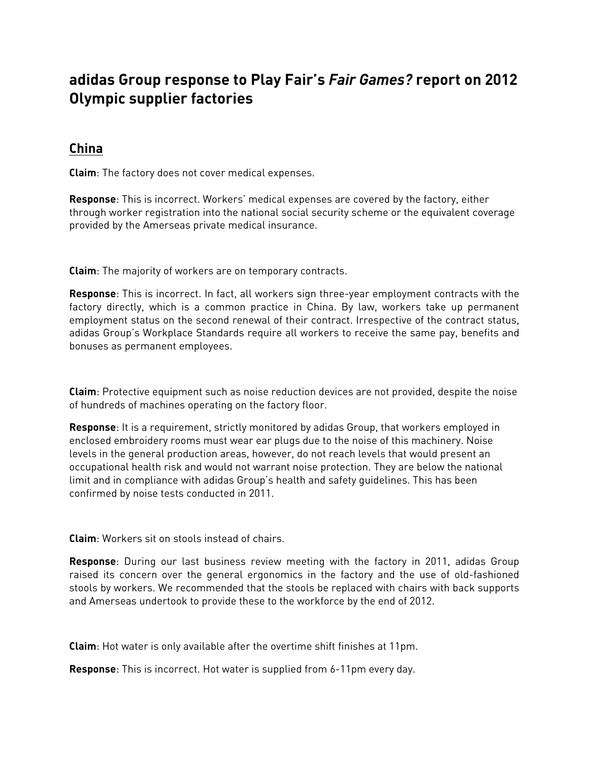# adidas Group response to Play Fair's *Fair Games?* report on 2012 Olympic supplier factories

## China

**Claim**: The factory does not cover medical expenses.

**Response**: This is incorrect. Workers' medical expenses are covered by the factory, either through worker registration into the national social security scheme or the equivalent coverage provided by the Amerseas private medical insurance.

**Claim**: The majority of workers are on temporary contracts.

**Response**: This is incorrect. In fact, all workers sign three-year employment contracts with the factory directly, which is a common practice in China. By law, workers take up permanent employment status on the second renewal of their contract. Irrespective of the contract status, adidas Group's Workplace Standards require all workers to receive the same pay, benefits and bonuses as permanent employees.

**Claim**: Protective equipment such as noise reduction devices are not provided, despite the noise of hundreds of machines operating on the factory floor.

**Response**: It is a requirement, strictly monitored by adidas Group, that workers employed in enclosed embroidery rooms must wear ear plugs due to the noise of this machinery. Noise levels in the general production areas, however, do not reach levels that would present an occupational health risk and would not warrant noise protection. They are below the national limit and in compliance with adidas Group's health and safety guidelines. This has been confirmed by noise tests conducted in 2011.

**Claim**: Workers sit on stools instead of chairs.

**Response**: During our last business review meeting with the factory in 2011, adidas Group raised its concern over the general ergonomics in the factory and the use of old-fashioned stools by workers. We recommended that the stools be replaced with chairs with back supports and Amerseas undertook to provide these to the workforce by the end of 2012.

**Claim**: Hot water is only available after the overtime shift finishes at 11pm.

**Response**: This is incorrect. Hot water is supplied from 6-11pm every day.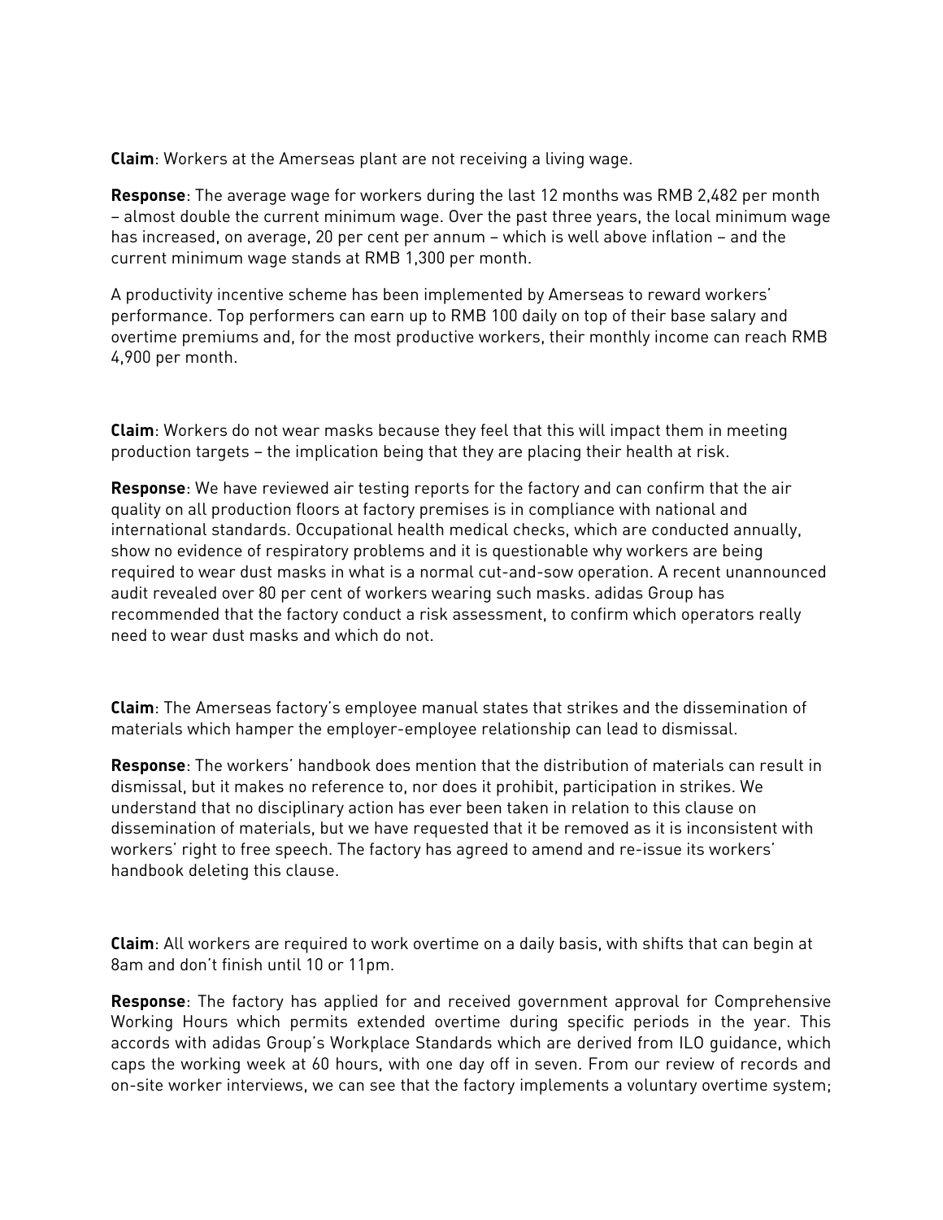**Claim**: Workers at the Amerseas plant are not receiving a living wage.

**Response**: The average wage for workers during the last 12 months was RMB 2,482 per month – almost double the current minimum wage. Over the past three years, the local minimum wage has increased, on average, 20 per cent per annum – which is well above inflation – and the current minimum wage stands at RMB 1,300 per month.

A productivity incentive scheme has been implemented by Amerseas to reward workers' performance. Top performers can earn up to RMB 100 daily on top of their base salary and overtime premiums and, for the most productive workers, their monthly income can reach RMB 4,900 per month.

**Claim**: Workers do not wear masks because they feel that this will impact them in meeting production targets – the implication being that they are placing their health at risk.

**Response**: We have reviewed air testing reports for the factory and can confirm that the air quality on all production floors at factory premises is in compliance with national and international standards. Occupational health medical checks, which are conducted annually, show no evidence of respiratory problems and it is questionable why workers are being required to wear dust masks in what is a normal cut-and-sow operation. A recent unannounced audit revealed over 80 per cent of workers wearing such masks. adidas Group has recommended that the factory conduct a risk assessment, to confirm which operators really need to wear dust masks and which do not.

**Claim**: The Amerseas factory's employee manual states that strikes and the dissemination of materials which hamper the employer-employee relationship can lead to dismissal.

**Response**: The workers' handbook does mention that the distribution of materials can result in dismissal, but it makes no reference to, nor does it prohibit, participation in strikes. We understand that no disciplinary action has ever been taken in relation to this clause on dissemination of materials, but we have requested that it be removed as it is inconsistent with workers' right to free speech. The factory has agreed to amend and re-issue its workers' handbook deleting this clause.

**Claim**: All workers are required to work overtime on a daily basis, with shifts that can begin at 8am and don't finish until 10 or 11pm.

**Response**: The factory has applied for and received government approval for Comprehensive Working Hours which permits extended overtime during specific periods in the year. This accords with adidas Group's Workplace Standards which are derived from ILO guidance, which caps the working week at 60 hours, with one day off in seven. From our review of records and on-site worker interviews, we can see that the factory implements a voluntary overtime system;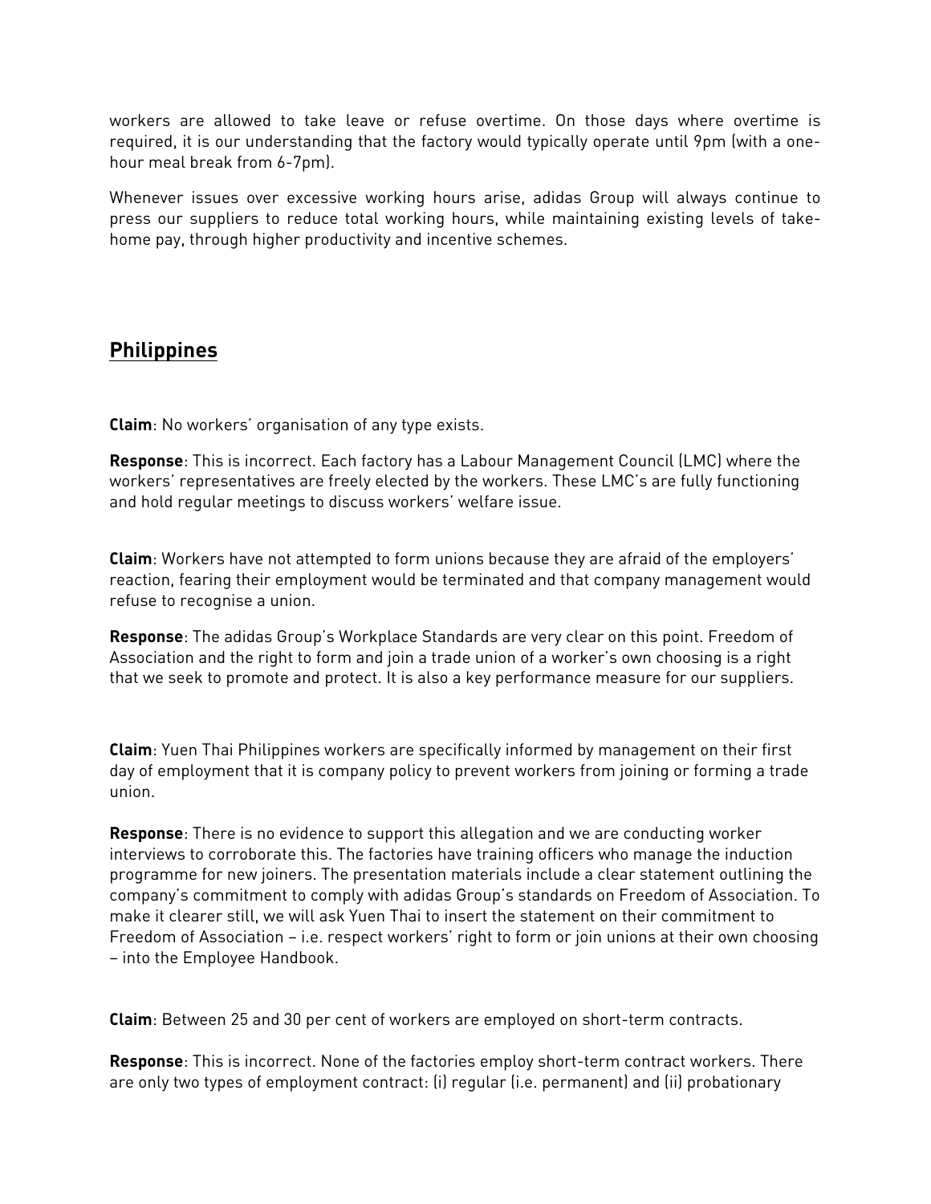workers are allowed to take leave or refuse overtime. On those days where overtime is required, it is our understanding that the factory would typically operate until 9pm (with a one-hour meal break from 6-7pm).

Whenever issues over excessive working hours arise, adidas Group will always continue to press our suppliers to reduce total working hours, while maintaining existing levels of take-home pay, through higher productivity and incentive schemes.

## Philippines

**Claim**: No workers' organisation of any type exists.

**Response**: This is incorrect. Each factory has a Labour Management Council (LMC) where the workers' representatives are freely elected by the workers. These LMC's are fully functioning and hold regular meetings to discuss workers' welfare issue.

**Claim**: Workers have not attempted to form unions because they are afraid of the employers' reaction, fearing their employment would be terminated and that company management would refuse to recognise a union.

**Response**: The adidas Group's Workplace Standards are very clear on this point. Freedom of Association and the right to form and join a trade union of a worker's own choosing is a right that we seek to promote and protect. It is also a key performance measure for our suppliers.

**Claim**: Yuen Thai Philippines workers are specifically informed by management on their first day of employment that it is company policy to prevent workers from joining or forming a trade union.

**Response**: There is no evidence to support this allegation and we are conducting worker interviews to corroborate this. The factories have training officers who manage the induction programme for new joiners. The presentation materials include a clear statement outlining the company's commitment to comply with adidas Group's standards on Freedom of Association. To make it clearer still, we will ask Yuen Thai to insert the statement on their commitment to Freedom of Association – i.e. respect workers' right to form or join unions at their own choosing – into the Employee Handbook.

**Claim**: Between 25 and 30 per cent of workers are employed on short-term contracts.

**Response**: This is incorrect. None of the factories employ short-term contract workers. There are only two types of employment contract: (i) regular (i.e. permanent) and (ii) probationary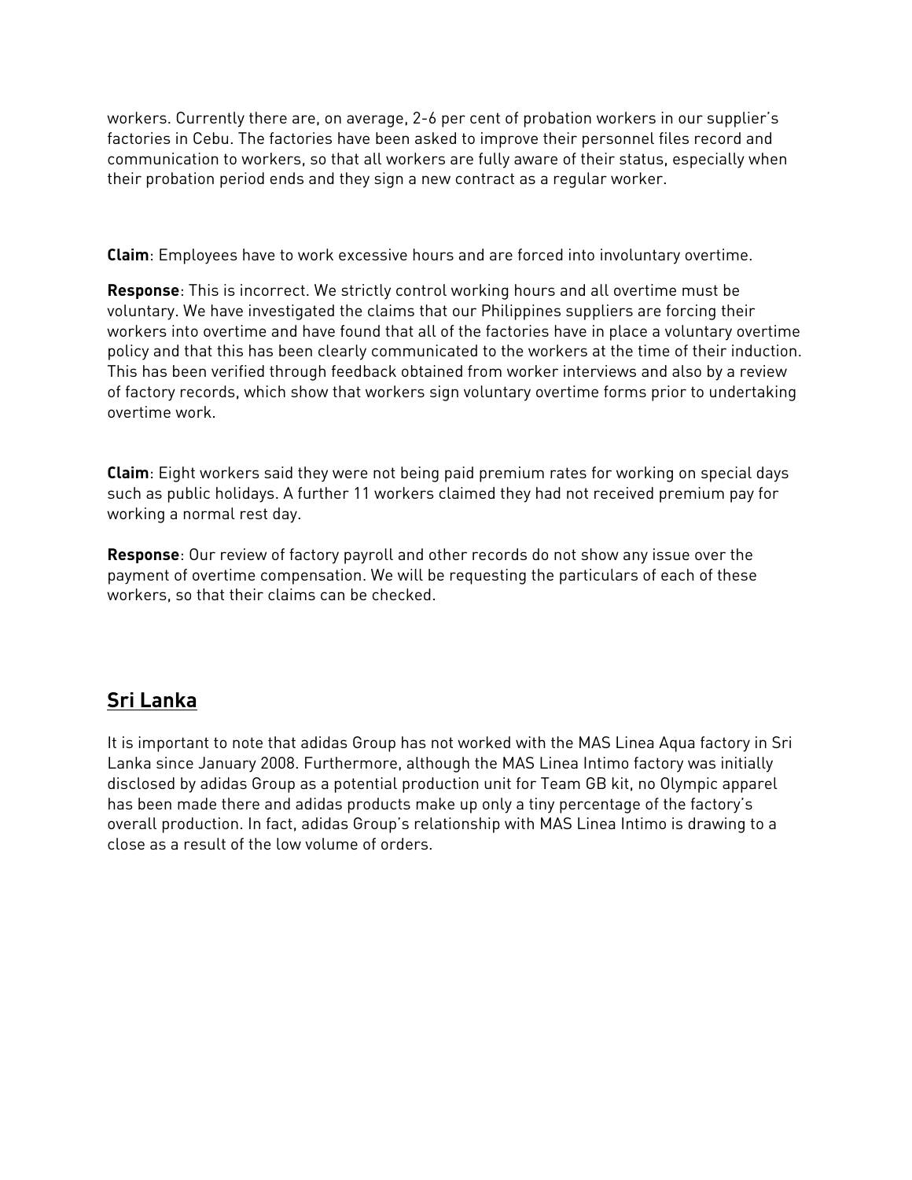workers. Currently there are, on average, 2-6 per cent of probation workers in our supplier's factories in Cebu. The factories have been asked to improve their personnel files record and communication to workers, so that all workers are fully aware of their status, especially when their probation period ends and they sign a new contract as a regular worker.

**Claim**: Employees have to work excessive hours and are forced into involuntary overtime.

**Response**: This is incorrect. We strictly control working hours and all overtime must be voluntary. We have investigated the claims that our Philippines suppliers are forcing their workers into overtime and have found that all of the factories have in place a voluntary overtime policy and that this has been clearly communicated to the workers at the time of their induction. This has been verified through feedback obtained from worker interviews and also by a review of factory records, which show that workers sign voluntary overtime forms prior to undertaking overtime work.

**Claim**: Eight workers said they were not being paid premium rates for working on special days such as public holidays. A further 11 workers claimed they had not received premium pay for working a normal rest day.

**Response**: Our review of factory payroll and other records do not show any issue over the payment of overtime compensation. We will be requesting the particulars of each of these workers, so that their claims can be checked.

## Sri Lanka

It is important to note that adidas Group has not worked with the MAS Linea Aqua factory in Sri Lanka since January 2008. Furthermore, although the MAS Linea Intimo factory was initially disclosed by adidas Group as a potential production unit for Team GB kit, no Olympic apparel has been made there and adidas products make up only a tiny percentage of the factory's overall production. In fact, adidas Group's relationship with MAS Linea Intimo is drawing to a close as a result of the low volume of orders.